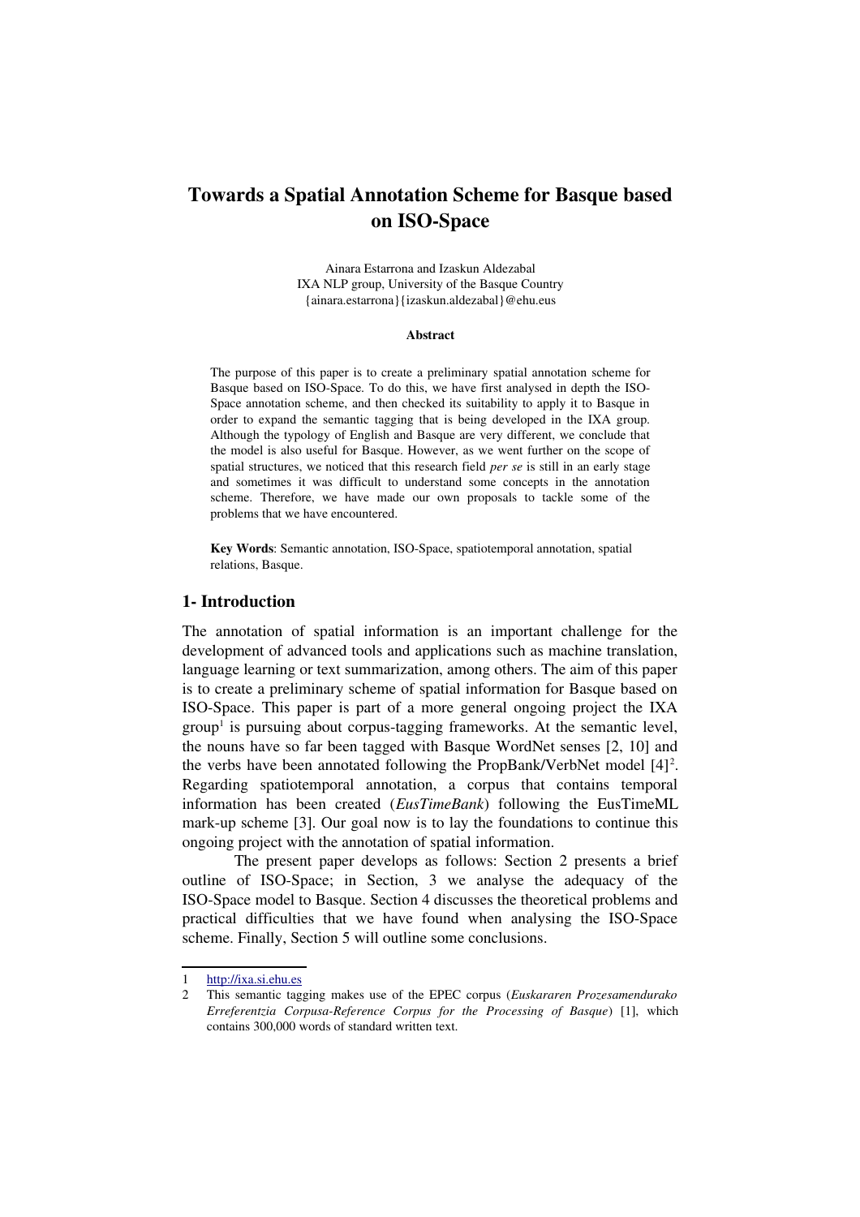# Towards a Spatial Annotation Scheme for Basque based on ISO-Space

Ainara Estarrona and Izaskun Aldezabal
IXA NLP group, University of the Basque Country
{ainara.estarrona}{izaskun.aldezabal}@ehu.eus

**Abstract**

The purpose of this paper is to create a preliminary spatial annotation scheme for Basque based on ISO-Space. To do this, we have first analysed in depth the ISO-Space annotation scheme, and then checked its suitability to apply it to Basque in order to expand the semantic tagging that is being developed in the IXA group. Although the typology of English and Basque are very different, we conclude that the model is also useful for Basque. However, as we went further on the scope of spatial structures, we noticed that this research field *per se* is still in an early stage and sometimes it was difficult to understand some concepts in the annotation scheme. Therefore, we have made our own proposals to tackle some of the problems that we have encountered.

**Key Words**: Semantic annotation, ISO-Space, spatiotemporal annotation, spatial relations, Basque.

## 1- Introduction

The annotation of spatial information is an important challenge for the development of advanced tools and applications such as machine translation, language learning or text summarization, among others. The aim of this paper is to create a preliminary scheme of spatial information for Basque based on ISO-Space. This paper is part of a more general ongoing project the IXA group[1] is pursuing about corpus-tagging frameworks. At the semantic level, the nouns have so far been tagged with Basque WordNet senses [2, 10] and the verbs have been annotated following the PropBank/VerbNet model [4][2]. Regarding spatiotemporal annotation, a corpus that contains temporal information has been created (*EusTimeBank*) following the EusTimeML mark-up scheme [3]. Our goal now is to lay the foundations to continue this ongoing project with the annotation of spatial information.

The present paper develops as follows: Section 2 presents a brief outline of ISO-Space; in Section, 3 we analyse the adequacy of the ISO-Space model to Basque. Section 4 discusses the theoretical problems and practical difficulties that we have found when analysing the ISO-Space scheme. Finally, Section 5 will outline some conclusions.

---

1 http://ixa.si.ehu.es

2 This semantic tagging makes use of the EPEC corpus (*Euskararen Prozesamendurako Erreferentzia Corpusa-Reference Corpus for the Processing of Basque*) [1], which contains 300,000 words of standard written text.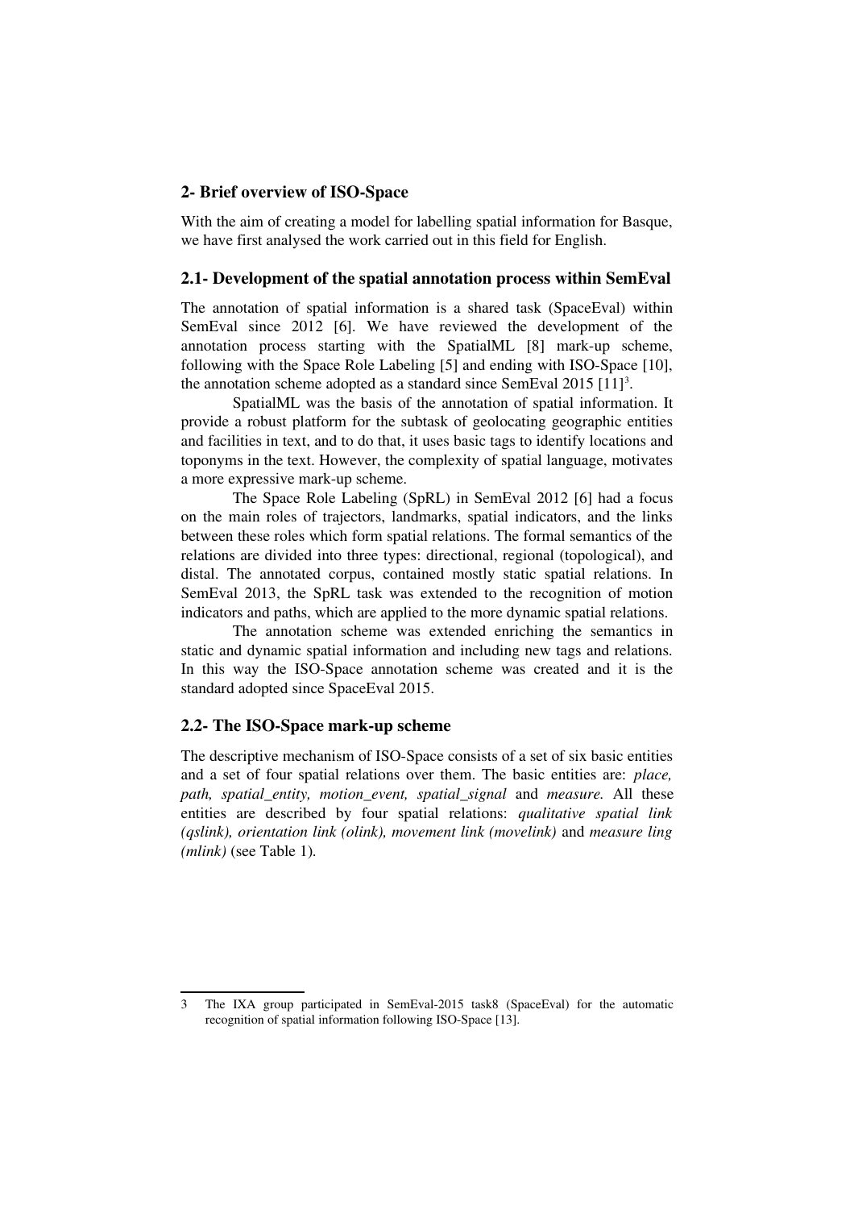## 2- Brief overview of ISO-Space

With the aim of creating a model for labelling spatial information for Basque, we have first analysed the work carried out in this field for English.

### 2.1- Development of the spatial annotation process within SemEval

The annotation of spatial information is a shared task (SpaceEval) within SemEval since 2012 [6]. We have reviewed the development of the annotation process starting with the SpatialML [8] mark-up scheme, following with the Space Role Labeling [5] and ending with ISO-Space [10], the annotation scheme adopted as a standard since SemEval 2015 [11][3].

SpatialML was the basis of the annotation of spatial information. It provide a robust platform for the subtask of geolocating geographic entities and facilities in text, and to do that, it uses basic tags to identify locations and toponyms in the text. However, the complexity of spatial language, motivates a more expressive mark-up scheme.

The Space Role Labeling (SpRL) in SemEval 2012 [6] had a focus on the main roles of trajectors, landmarks, spatial indicators, and the links between these roles which form spatial relations. The formal semantics of the relations are divided into three types: directional, regional (topological), and distal. The annotated corpus, contained mostly static spatial relations. In SemEval 2013, the SpRL task was extended to the recognition of motion indicators and paths, which are applied to the more dynamic spatial relations.

The annotation scheme was extended enriching the semantics in static and dynamic spatial information and including new tags and relations. In this way the ISO-Space annotation scheme was created and it is the standard adopted since SpaceEval 2015.

### 2.2- The ISO-Space mark-up scheme

The descriptive mechanism of ISO-Space consists of a set of six basic entities and a set of four spatial relations over them. The basic entities are: *place, path, spatial_entity, motion_event, spatial_signal* and *measure.* All these entities are described by four spatial relations: *qualitative spatial link (qslink), orientation link (olink), movement link (movelink)* and *measure ling (mlink)* (see Table 1).

---

3 The IXA group participated in SemEval-2015 task8 (SpaceEval) for the automatic recognition of spatial information following ISO-Space [13].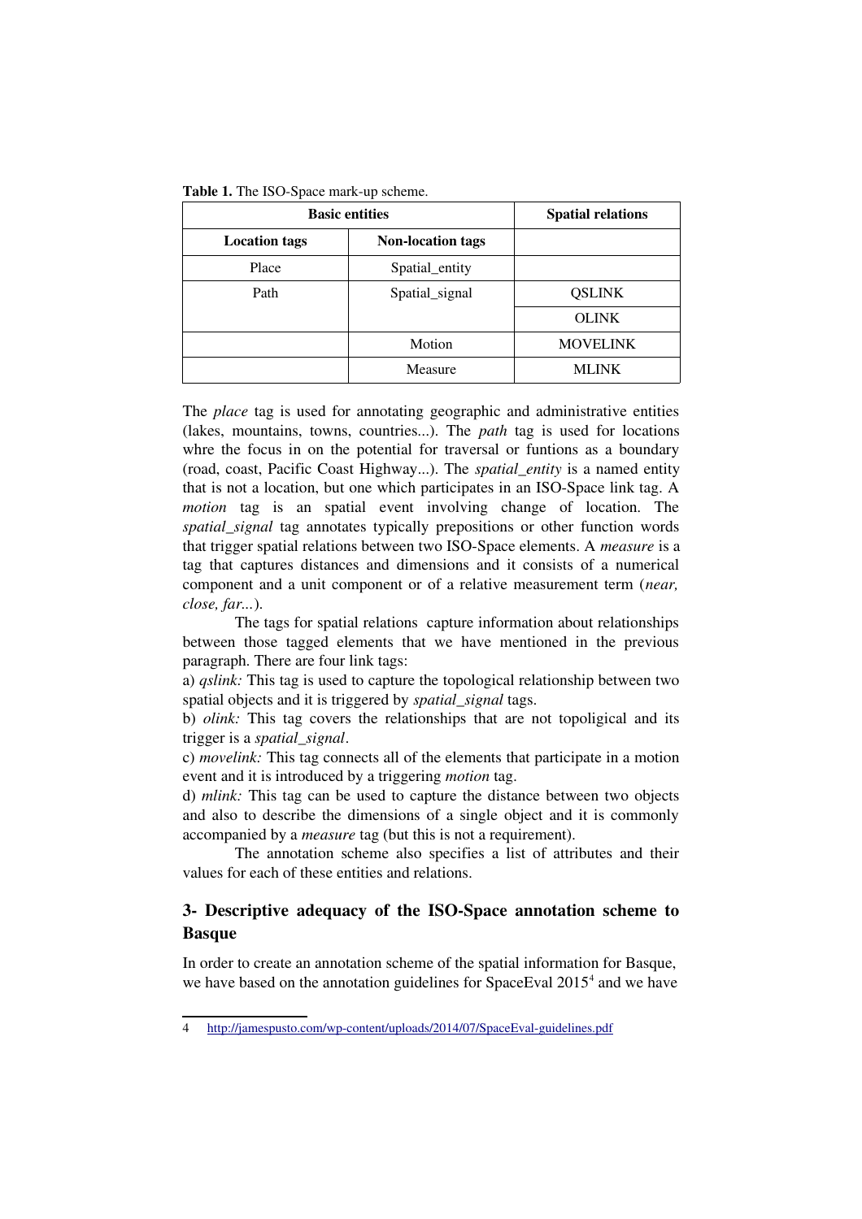**Table 1.** The ISO-Space mark-up scheme.

| Basic entities | | Spatial relations |
|---|---|---|
| **Location tags** | **Non-location tags** | |
| Place | Spatial_entity | |
| Path | Spatial_signal | QSLINK |
| | | OLINK |
| | Motion | MOVELINK |
| | Measure | MLINK |

The *place* tag is used for annotating geographic and administrative entities (lakes, mountains, towns, countries...). The *path* tag is used for locations whre the focus in on the potential for traversal or funtions as a boundary (road, coast, Pacific Coast Highway...). The *spatial_entity* is a named entity that is not a location, but one which participates in an ISO-Space link tag. A *motion* tag is an spatial event involving change of location. The *spatial_signal* tag annotates typically prepositions or other function words that trigger spatial relations between two ISO-Space elements. A *measure* is a tag that captures distances and dimensions and it consists of a numerical component and a unit component or of a relative measurement term (*near, close, far...*).

The tags for spatial relations capture information about relationships between those tagged elements that we have mentioned in the previous paragraph. There are four link tags:

a) *qslink:* This tag is used to capture the topological relationship between two spatial objects and it is triggered by *spatial_signal* tags.

b) *olink:* This tag covers the relationships that are not topoligical and its trigger is a *spatial_signal*.

c) *movelink:* This tag connects all of the elements that participate in a motion event and it is introduced by a triggering *motion* tag.

d) *mlink:* This tag can be used to capture the distance between two objects and also to describe the dimensions of a single object and it is commonly accompanied by a *measure* tag (but this is not a requirement).

The annotation scheme also specifies a list of attributes and their values for each of these entities and relations.

## 3- Descriptive adequacy of the ISO-Space annotation scheme to Basque

In order to create an annotation scheme of the spatial information for Basque, we have based on the annotation guidelines for SpaceEval 2015[4] and we have

4 http://jamespusto.com/wp-content/uploads/2014/07/SpaceEval-guidelines.pdf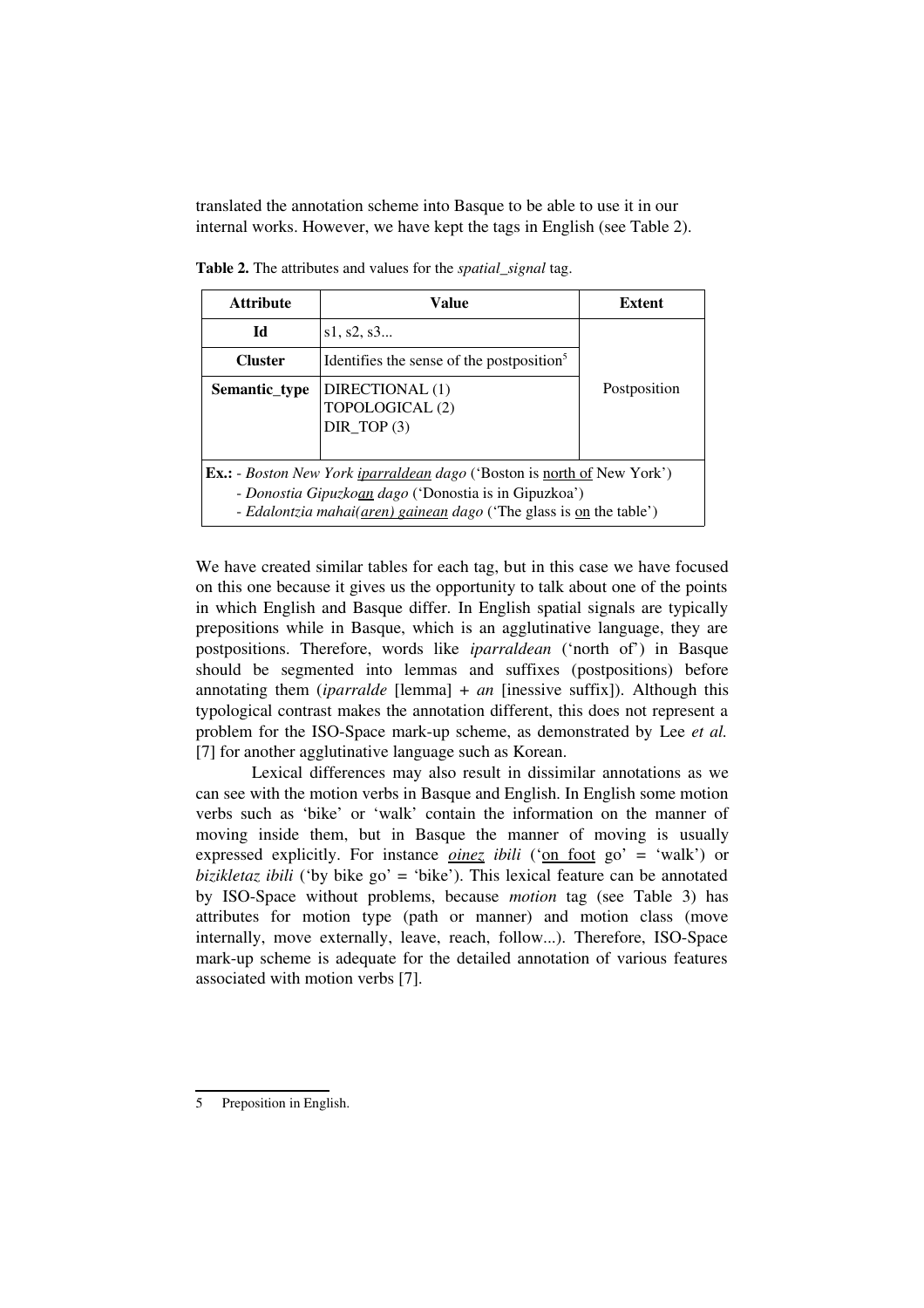translated the annotation scheme into Basque to be able to use it in our internal works. However, we have kept the tags in English (see Table 2).

**Table 2.** The attributes and values for the *spatial_signal* tag.

| Attribute | Value | Extent |
|---|---|---|
| **Id** | s1, s2, s3... | Postposition |
| **Cluster** | Identifies the sense of the postposition[5] | |
| **Semantic_type** | DIRECTIONAL (1)<br>TOPOLOGICAL (2)<br>DIR_TOP (3) | |
| **Ex.:** - *Boston New York <u>iparraldean</u> dago* ('Boston is <u>north of</u> New York')<br>- *Donostia Gipuzko<u>an</u> dago* ('Donostia is in Gipuzkoa')<br>- *Edalontzia mahai(<u>aren) gainean</u> dago* ('The glass is <u>on</u> the table') | | |

We have created similar tables for each tag, but in this case we have focused on this one because it gives us the opportunity to talk about one of the points in which English and Basque differ. In English spatial signals are typically prepositions while in Basque, which is an agglutinative language, they are postpositions. Therefore, words like *iparraldean* ('north of') in Basque should be segmented into lemmas and suffixes (postpositions) before annotating them (*iparralde* [lemma] + *an* [inessive suffix]). Although this typological contrast makes the annotation different, this does not represent a problem for the ISO-Space mark-up scheme, as demonstrated by Lee *et al.* [7] for another agglutinative language such as Korean.

Lexical differences may also result in dissimilar annotations as we can see with the motion verbs in Basque and English. In English some motion verbs such as 'bike' or 'walk' contain the information on the manner of moving inside them, but in Basque the manner of moving is usually expressed explicitly. For instance *<u>oinez</u> ibili* ('<u>on foot</u> go' = 'walk') or *bizikletaz ibili* ('by bike go' = 'bike'). This lexical feature can be annotated by ISO-Space without problems, because *motion* tag (see Table 3) has attributes for motion type (path or manner) and motion class (move internally, move externally, leave, reach, follow...). Therefore, ISO-Space mark-up scheme is adequate for the detailed annotation of various features associated with motion verbs [7].

---

5 Preposition in English.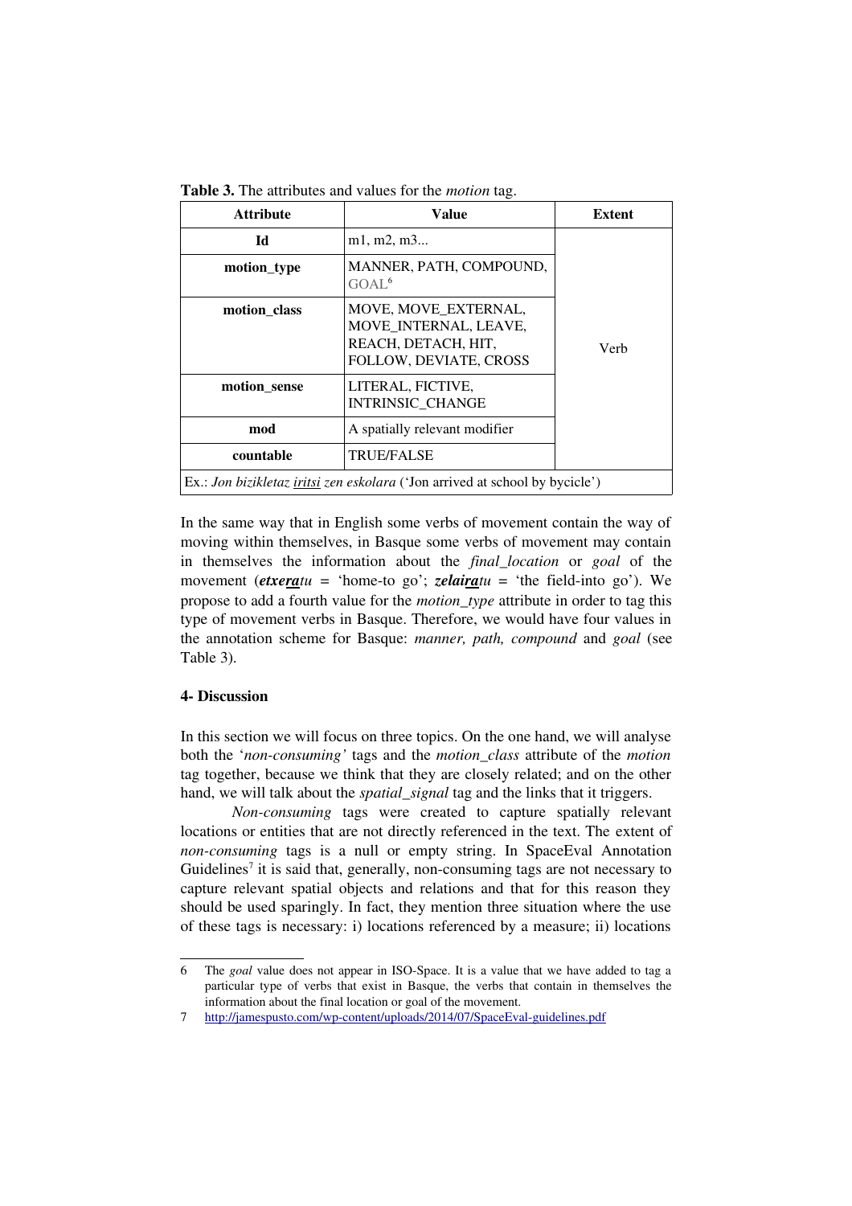**Table 3.** The attributes and values for the *motion* tag.

| Attribute | Value | Extent |
|---|---|---|
| **Id** | m1, m2, m3... | Verb |
| **motion_type** | MANNER, PATH, COMPOUND, GOAL[6] | |
| **motion_class** | MOVE, MOVE_EXTERNAL, MOVE_INTERNAL, LEAVE, REACH, DETACH, HIT, FOLLOW, DEVIATE, CROSS | |
| **motion_sense** | LITERAL, FICTIVE, INTRINSIC_CHANGE | |
| **mod** | A spatially relevant modifier | |
| **countable** | TRUE/FALSE | |
| Ex.: *Jon bizikletaz iritsi zen eskolara* ('Jon arrived at school by bycicle') | | |

In the same way that in English some verbs of movement contain the way of moving within themselves, in Basque some verbs of movement may contain in themselves the information about the *final_location* or *goal* of the movement (***etxeratu*** = 'home-to go'; ***zelairatu*** = 'the field-into go'). We propose to add a fourth value for the *motion_type* attribute in order to tag this type of movement verbs in Basque. Therefore, we would have four values in the annotation scheme for Basque: *manner, path, compound* and *goal* (see Table 3).

## 4- Discussion

In this section we will focus on three topics. On the one hand, we will analyse both the '*non-consuming'* tags and the *motion_class* attribute of the *motion* tag together, because we think that they are closely related; and on the other hand, we will talk about the *spatial_signal* tag and the links that it triggers.

*Non-consuming* tags were created to capture spatially relevant locations or entities that are not directly referenced in the text. The extent of *non-consuming* tags is a null or empty string. In SpaceEval Annotation Guidelines[7] it is said that, generally, non-consuming tags are not necessary to capture relevant spatial objects and relations and that for this reason they should be used sparingly. In fact, they mention three situation where the use of these tags is necessary: i) locations referenced by a measure; ii) locations

6 The *goal* value does not appear in ISO-Space. It is a value that we have added to tag a particular type of verbs that exist in Basque, the verbs that contain in themselves the information about the final location or goal of the movement.

7 http://jamespusto.com/wp-content/uploads/2014/07/SpaceEval-guidelines.pdf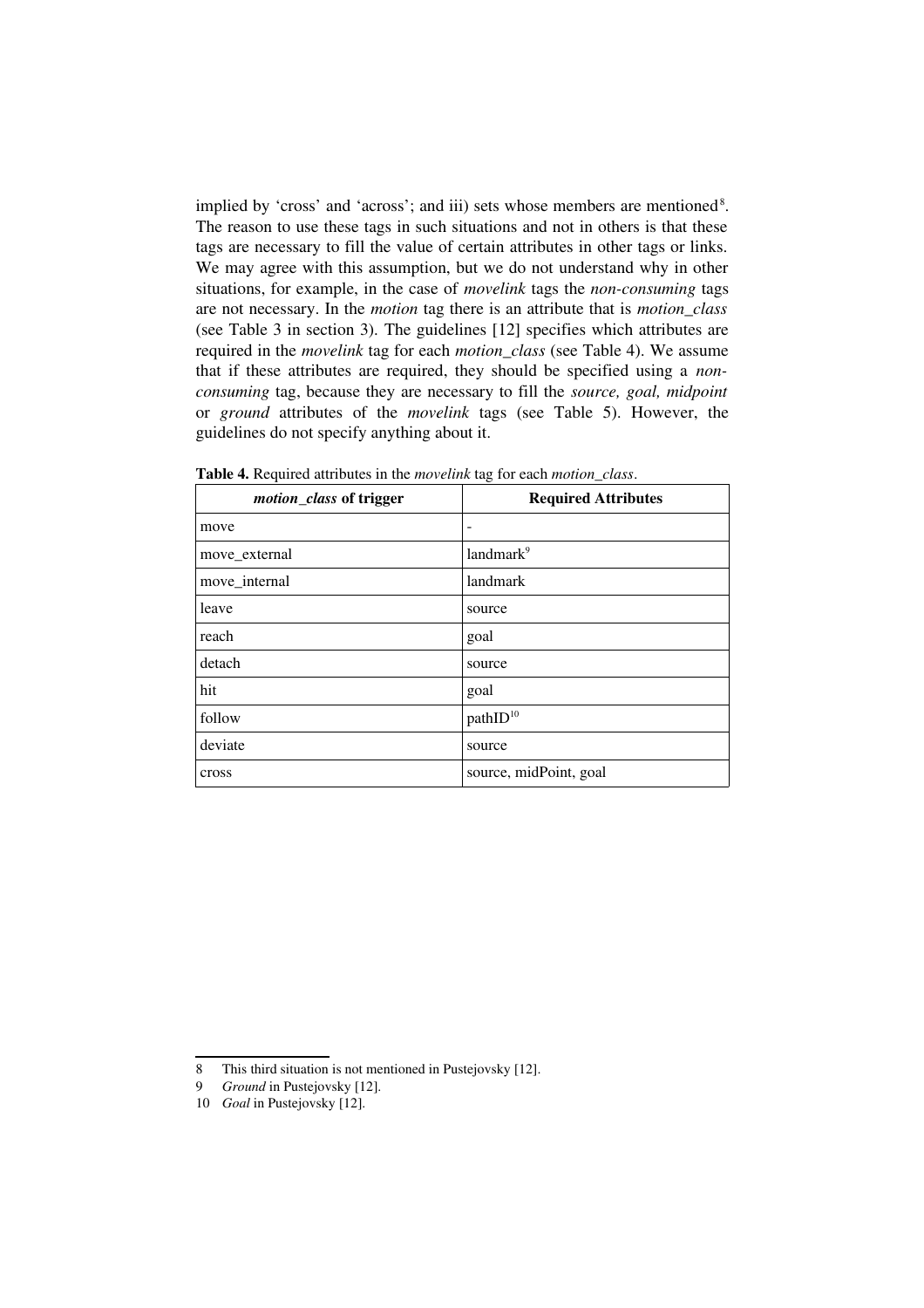implied by 'cross' and 'across'; and iii) sets whose members are mentioned[8]. The reason to use these tags in such situations and not in others is that these tags are necessary to fill the value of certain attributes in other tags or links. We may agree with this assumption, but we do not understand why in other situations, for example, in the case of *movelink* tags the *non-consuming* tags are not necessary. In the *motion* tag there is an attribute that is *motion_class* (see Table 3 in section 3). The guidelines [12] specifies which attributes are required in the *movelink* tag for each *motion_class* (see Table 4). We assume that if these attributes are required, they should be specified using a *non-consuming* tag, because they are necessary to fill the *source, goal, midpoint* or *ground* attributes of the *movelink* tags (see Table 5). However, the guidelines do not specify anything about it.

**Table 4.** Required attributes in the *movelink* tag for each *motion_class*.

| ***motion_class* of trigger** | **Required Attributes** |
|---|---|
| move | - |
| move_external | landmark[9] |
| move_internal | landmark |
| leave | source |
| reach | goal |
| detach | source |
| hit | goal |
| follow | pathID[10] |
| deviate | source |
| cross | source, midPoint, goal |

8 This third situation is not mentioned in Pustejovsky [12].

9 *Ground* in Pustejovsky [12].

10 *Goal* in Pustejovsky [12].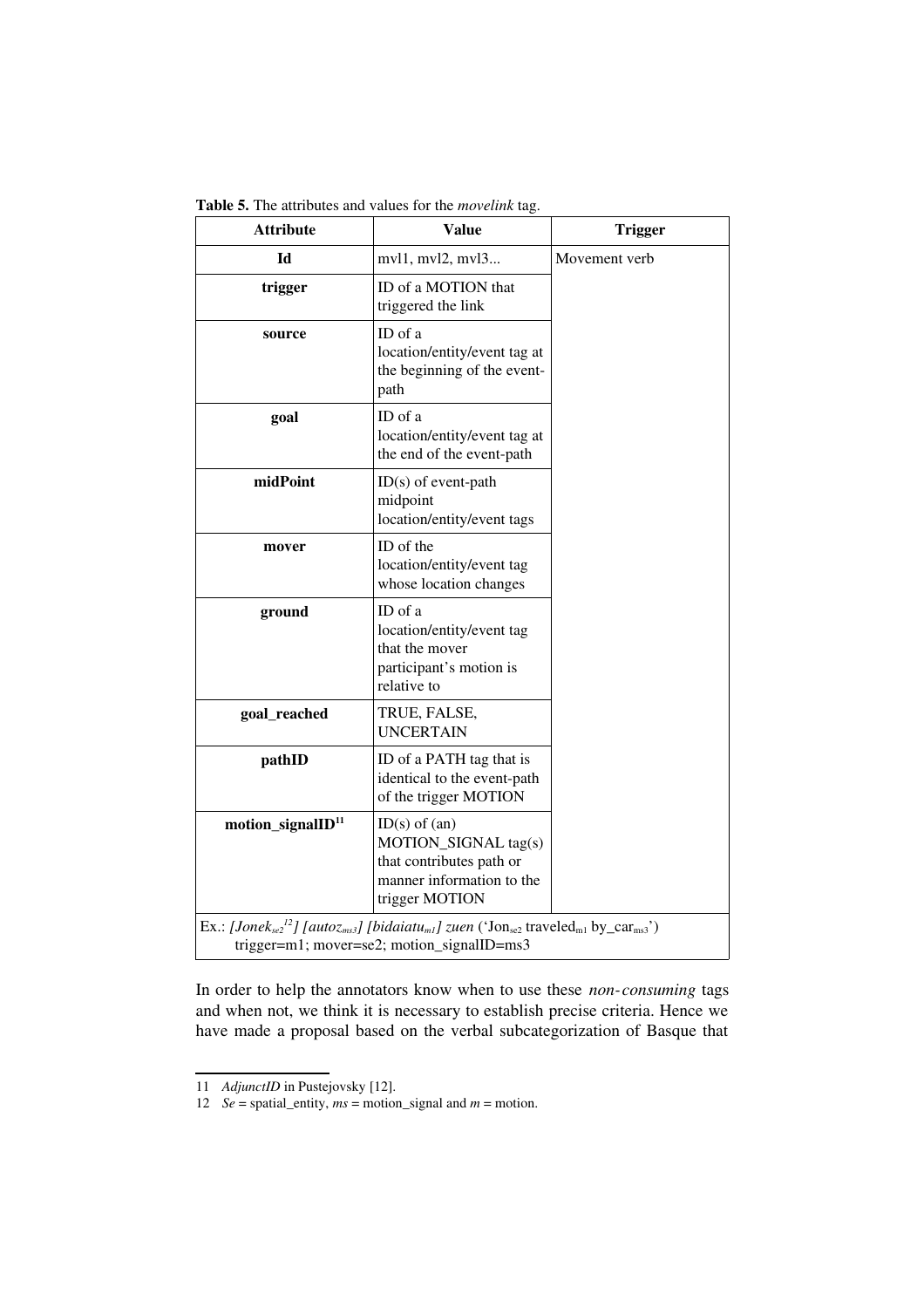**Table 5.** The attributes and values for the *movelink* tag.

| Attribute | Value | Trigger |
|---|---|---|
| **Id** | mvl1, mvl2, mvl3... | Movement verb |
| **trigger** | ID of a MOTION that triggered the link | |
| **source** | ID of a location/entity/event tag at the beginning of the event-path | |
| **goal** | ID of a location/entity/event tag at the end of the event-path | |
| **midPoint** | ID(s) of event-path midpoint location/entity/event tags | |
| **mover** | ID of the location/entity/event tag whose location changes | |
| **ground** | ID of a location/entity/event tag that the mover participant's motion is relative to | |
| **goal_reached** | TRUE, FALSE, UNCERTAIN | |
| **pathID** | ID of a PATH tag that is identical to the event-path of the trigger MOTION | |
| **motion_signalID**[11] | ID(s) of (an) MOTION_SIGNAL tag(s) that contributes path or manner information to the trigger MOTION | |
| Ex.: *[Jonek$_{se2}$[12]] [autoz$_{ms3}$] [bidaiatu$_{m1}$] zuen* ('Jon$_{se2}$ traveled$_{m1}$ by_car$_{ms3}$') trigger=m1; mover=se2; motion_signalID=ms3 | | |

In order to help the annotators know when to use these *non-consuming* tags and when not, we think it is necessary to establish precise criteria. Hence we have made a proposal based on the verbal subcategorization of Basque that

---

11 *AdjunctID* in Pustejovsky [12].

12 *Se* = spatial_entity, *ms* = motion_signal and *m* = motion.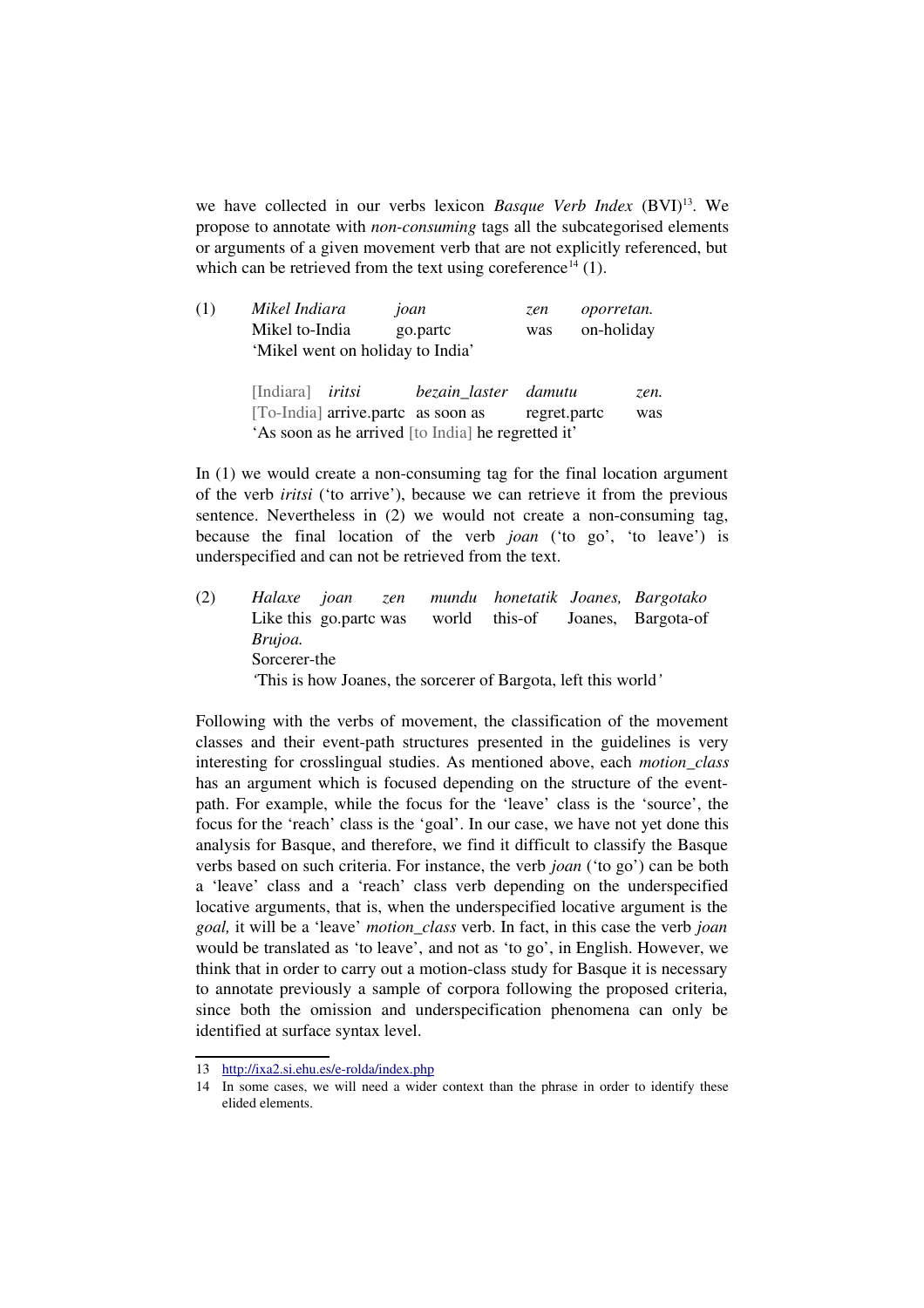we have collected in our verbs lexicon *Basque Verb Index* (BVI)[13]. We propose to annotate with *non-consuming* tags all the subcategorised elements or arguments of a given movement verb that are not explicitly referenced, but which can be retrieved from the text using coreference[14] (1).

(1) *Mikel Indiara joan zen oporretan.*
Mikel to-India go.partc was on-holiday
'Mikel went on holiday to India'

[Indiara] *iritsi bezain_laster damutu zen.*
[To-India] arrive.partc as soon as regret.partc was
'As soon as he arrived [to India] he regretted it'

In (1) we would create a non-consuming tag for the final location argument of the verb *iritsi* ('to arrive'), because we can retrieve it from the previous sentence. Nevertheless in (2) we would not create a non-consuming tag, because the final location of the verb *joan* ('to go', 'to leave') is underspecified and can not be retrieved from the text.

(2) *Halaxe joan zen mundu honetatik Joanes, Bargotako Brujoa.*
Like this go.partc was world this-of Joanes, Bargota-of Sorcerer-the
'This is how Joanes, the sorcerer of Bargota, left this world'

Following with the verbs of movement, the classification of the movement classes and their event-path structures presented in the guidelines is very interesting for crosslingual studies. As mentioned above, each *motion_class* has an argument which is focused depending on the structure of the event-path. For example, while the focus for the 'leave' class is the 'source', the focus for the 'reach' class is the 'goal'. In our case, we have not yet done this analysis for Basque, and therefore, we find it difficult to classify the Basque verbs based on such criteria. For instance, the verb *joan* ('to go') can be both a 'leave' class and a 'reach' class verb depending on the underspecified locative arguments, that is, when the underspecified locative argument is the *goal,* it will be a 'leave' *motion_class* verb. In fact, in this case the verb *joan* would be translated as 'to leave', and not as 'to go', in English. However, we think that in order to carry out a motion-class study for Basque it is necessary to annotate previously a sample of corpora following the proposed criteria, since both the omission and underspecification phenomena can only be identified at surface syntax level.

13 http://ixa2.si.ehu.es/e-rolda/index.php

14 In some cases, we will need a wider context than the phrase in order to identify these elided elements.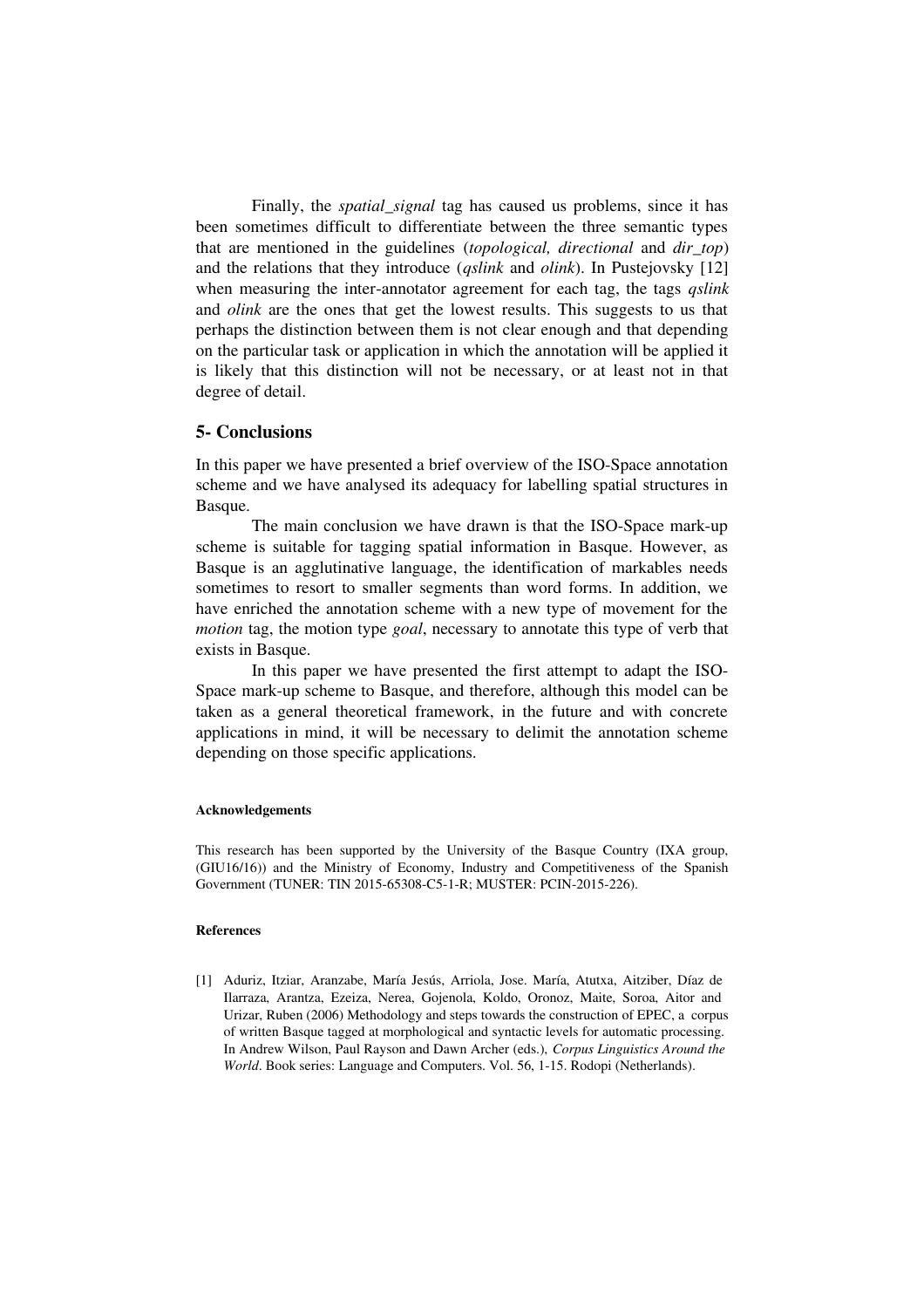Finally, the *spatial_signal* tag has caused us problems, since it has been sometimes difficult to differentiate between the three semantic types that are mentioned in the guidelines (*topological, directional* and *dir_top*) and the relations that they introduce (*qslink* and *olink*). In Pustejovsky [12] when measuring the inter-annotator agreement for each tag, the tags *qslink* and *olink* are the ones that get the lowest results. This suggests to us that perhaps the distinction between them is not clear enough and that depending on the particular task or application in which the annotation will be applied it is likely that this distinction will not be necessary, or at least not in that degree of detail.

## 5- Conclusions

In this paper we have presented a brief overview of the ISO-Space annotation scheme and we have analysed its adequacy for labelling spatial structures in Basque.

The main conclusion we have drawn is that the ISO-Space mark-up scheme is suitable for tagging spatial information in Basque. However, as Basque is an agglutinative language, the identification of markables needs sometimes to resort to smaller segments than word forms. In addition, we have enriched the annotation scheme with a new type of movement for the *motion* tag, the motion type *goal*, necessary to annotate this type of verb that exists in Basque.

In this paper we have presented the first attempt to adapt the ISO-Space mark-up scheme to Basque, and therefore, although this model can be taken as a general theoretical framework, in the future and with concrete applications in mind, it will be necessary to delimit the annotation scheme depending on those specific applications.

#### Acknowledgements

This research has been supported by the University of the Basque Country (IXA group, (GIU16/16)) and the Ministry of Economy, Industry and Competitiveness of the Spanish Government (TUNER: TIN 2015-65308-C5-1-R; MUSTER: PCIN-2015-226).

#### References

[1] Aduriz, Itziar, Aranzabe, María Jesús, Arriola, Jose. María, Atutxa, Aitziber, Díaz de Ilarraza, Arantza, Ezeiza, Nerea, Gojenola, Koldo, Oronoz, Maite, Soroa, Aitor and Urizar, Ruben (2006) Methodology and steps towards the construction of EPEC, a corpus of written Basque tagged at morphological and syntactic levels for automatic processing. In Andrew Wilson, Paul Rayson and Dawn Archer (eds.), *Corpus Linguistics Around the World*. Book series: Language and Computers. Vol. 56, 1-15. Rodopi (Netherlands).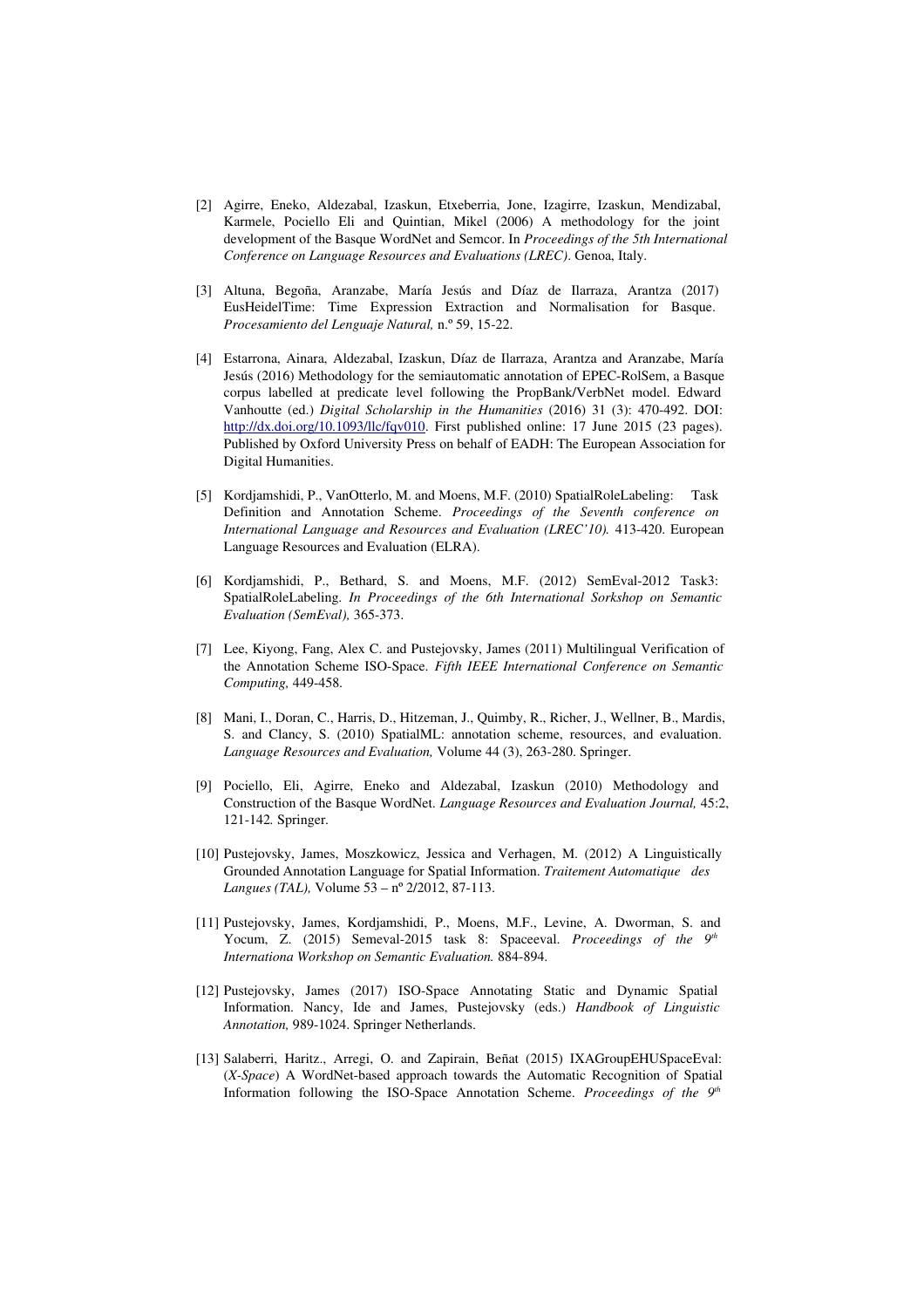[2] Agirre, Eneko, Aldezabal, Izaskun, Etxeberria, Jone, Izagirre, Izaskun, Mendizabal, Karmele, Pociello Eli and Quintian, Mikel (2006) A methodology for the joint development of the Basque WordNet and Semcor. In *Proceedings of the 5th International Conference on Language Resources and Evaluations (LREC)*. Genoa, Italy.

[3] Altuna, Begoña, Aranzabe, María Jesús and Díaz de Ilarraza, Arantza (2017) EusHeidelTime: Time Expression Extraction and Normalisation for Basque. *Procesamiento del Lenguaje Natural,* n.º 59, 15-22.

[4] Estarrona, Ainara, Aldezabal, Izaskun, Díaz de Ilarraza, Arantza and Aranzabe, María Jesús (2016) Methodology for the semiautomatic annotation of EPEC-RolSem, a Basque corpus labelled at predicate level following the PropBank/VerbNet model. Edward Vanhoutte (ed.) *Digital Scholarship in the Humanities* (2016) 31 (3): 470-492. DOI: http://dx.doi.org/10.1093/llc/fqv010. First published online: 17 June 2015 (23 pages). Published by Oxford University Press on behalf of EADH: The European Association for Digital Humanities.

[5] Kordjamshidi, P., VanOtterlo, M. and Moens, M.F. (2010) SpatialRoleLabeling: Task Definition and Annotation Scheme. *Proceedings of the Seventh conference on International Language and Resources and Evaluation (LREC'10).* 413-420. European Language Resources and Evaluation (ELRA).

[6] Kordjamshidi, P., Bethard, S. and Moens, M.F. (2012) SemEval-2012 Task3: SpatialRoleLabeling. *In Proceedings of the 6th International Sorkshop on Semantic Evaluation (SemEval),* 365-373.

[7] Lee, Kiyong, Fang, Alex C. and Pustejovsky, James (2011) Multilingual Verification of the Annotation Scheme ISO-Space. *Fifth IEEE International Conference on Semantic Computing*, 449-458.

[8] Mani, I., Doran, C., Harris, D., Hitzeman, J., Quimby, R., Richer, J., Wellner, B., Mardis, S. and Clancy, S. (2010) SpatialML: annotation scheme, resources, and evaluation. *Language Resources and Evaluation,* Volume 44 (3), 263-280. Springer.

[9] Pociello, Eli, Agirre, Eneko and Aldezabal, Izaskun (2010) Methodology and Construction of the Basque WordNet. *Language Resources and Evaluation Journal,* 45:2, 121-142*.* Springer.

[10] Pustejovsky, James, Moszkowicz, Jessica and Verhagen, M. (2012) A Linguistically Grounded Annotation Language for Spatial Information. *Traitement Automatique des Langues (TAL),* Volume 53 – nº 2/2012, 87-113.

[11] Pustejovsky, James, Kordjamshidi, P., Moens, M.F., Levine, A. Dworman, S. and Yocum, Z. (2015) Semeval-2015 task 8: Spaceeval. *Proceedings of the 9th Internationa Workshop on Semantic Evaluation.* 884-894.

[12] Pustejovsky, James (2017) ISO-Space Annotating Static and Dynamic Spatial Information. Nancy, Ide and James, Pustejovsky (eds.) *Handbook of Linguistic Annotation,* 989-1024. Springer Netherlands.

[13] Salaberri, Haritz., Arregi, O. and Zapirain, Beñat (2015) IXAGroupEHUSpaceEval: (*X-Space*) A WordNet-based approach towards the Automatic Recognition of Spatial Information following the ISO-Space Annotation Scheme. *Proceedings of the 9th*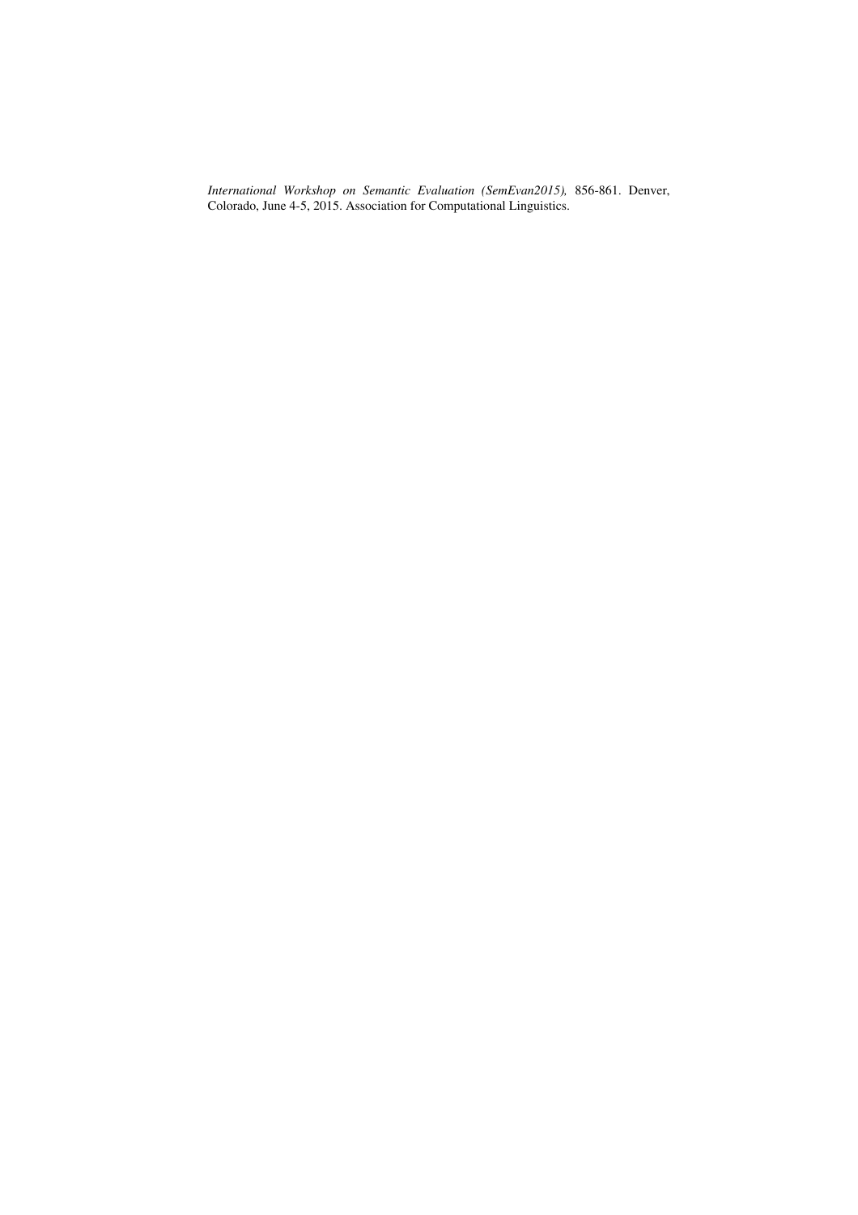*International Workshop on Semantic Evaluation (SemEvan2015),* 856-861. Denver, Colorado, June 4-5, 2015. Association for Computational Linguistics.